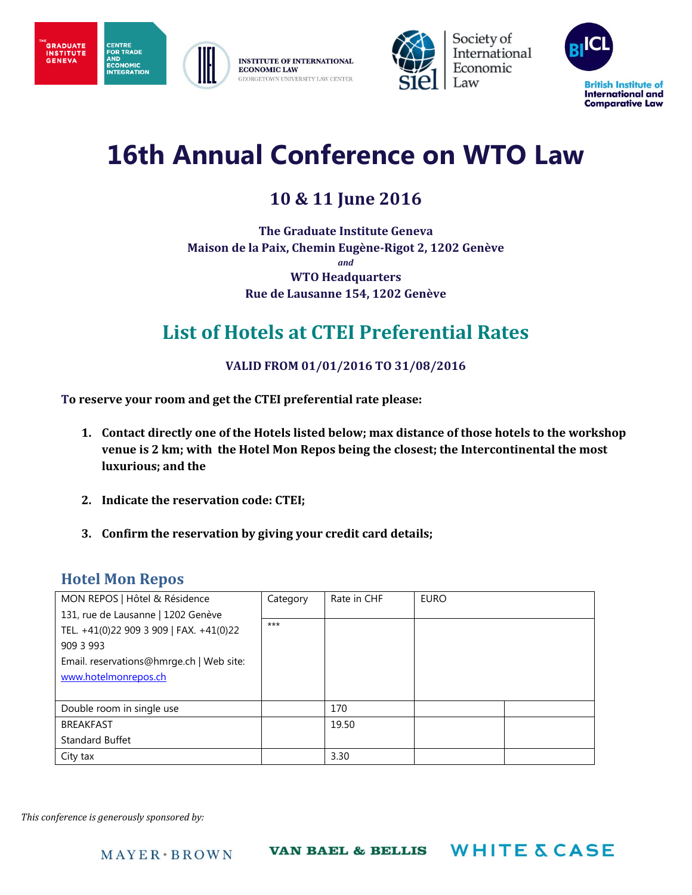THE GRADUATE INSTITUTE GENEVA | CENTRE FOR TRADE AND ECONOMIC INTEGRATION | INSTITUTE OF INTERNATIONAL ECONOMIC LAW, GEORGETOWN UNIVERSITY LAW CENTER | Society of International Economic Law | British Institute of International and Comparative Law

# 16th Annual Conference on WTO Law

## 10 & 11 June 2016

**The Graduate Institute Geneva**
**Maison de la Paix, Chemin Eugène-Rigot 2, 1202 Genève**
*and*
**WTO Headquarters**
**Rue de Lausanne 154, 1202 Genève**

## List of Hotels at CTEI Preferential Rates

**VALID FROM 01/01/2016 TO 31/08/2016**

**To reserve your room and get the CTEI preferential rate please:**

1. **Contact directly one of the Hotels listed below; max distance of those hotels to the workshop venue is 2 km; with the Hotel Mon Repos being the closest; the Intercontinental the most luxurious; and the**
2. **Indicate the reservation code: CTEI;**
3. **Confirm the reservation by giving your credit card details;**

### Hotel Mon Repos

| MON REPOS \| Hôtel & Résidence<br>131, rue de Lausanne \| 1202 Genève<br>TEL. +41(0)22 909 3 909 \| FAX. +41(0)22 909 3 993<br>Email. reservations@hmrge.ch \| Web site: www.hotelmonrepos.ch | Category<br><br>*** | Rate in CHF | EURO | |
|---|---|---|---|---|
| Double room in single use | | 170 | | |
| BREAKFAST<br>Standard Buffet | | 19.50 | | |
| City tax | | 3.30 | | |

*This conference is generously sponsored by:*

MAYER • BROWN | VAN BAEL & BELLIS | WHITE & CASE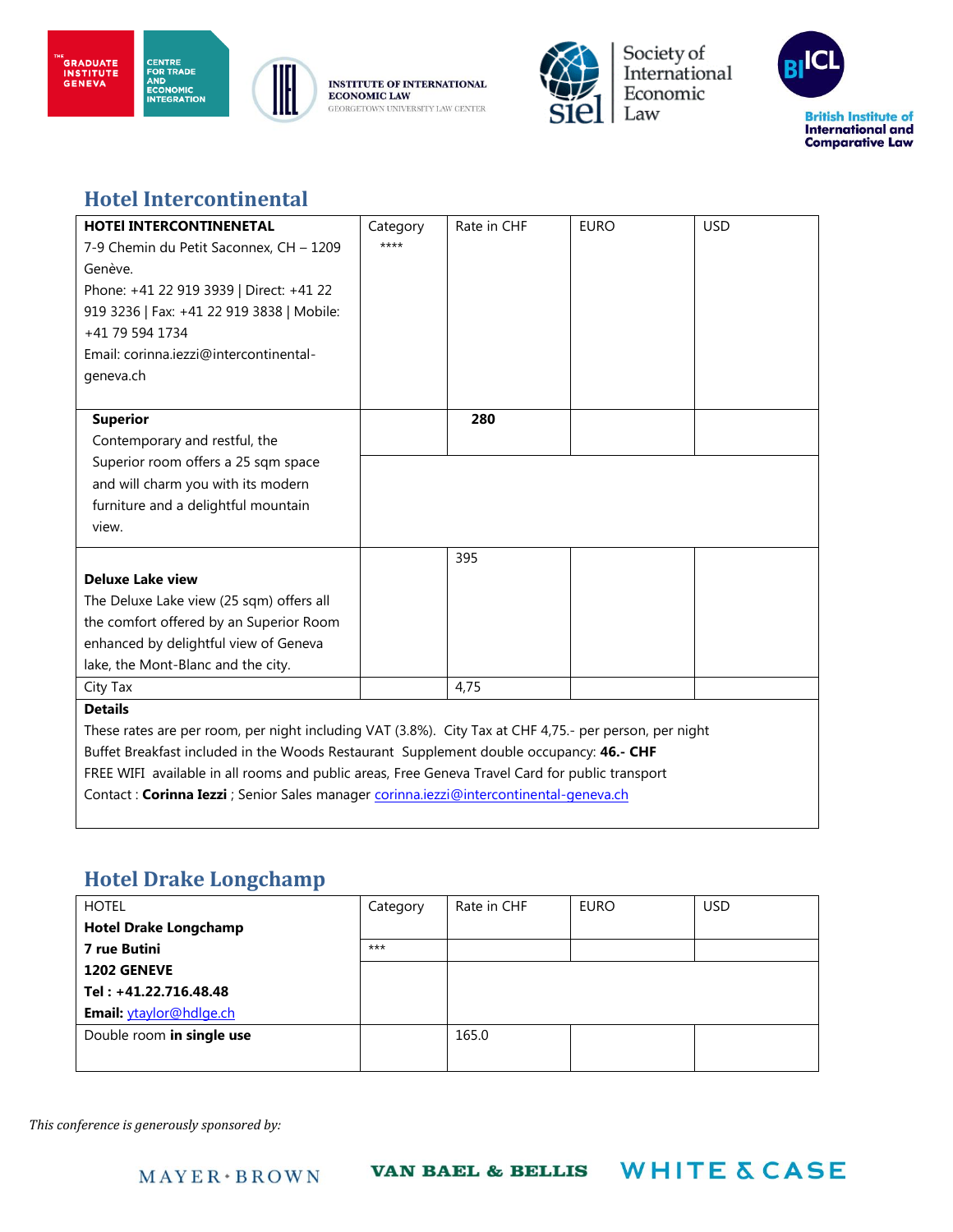## Hotel Intercontinental

| **HOTEl INTERCONTINENETAL**<br>7-9 Chemin du Petit Saconnex, CH – 1209 Genève.<br>Phone: +41 22 919 3939 \| Direct: +41 22 919 3236 \| Fax: +41 22 919 3838 \| Mobile: +41 79 594 1734<br>Email: corinna.iezzi@intercontinental-geneva.ch | Category<br>**** | Rate in CHF | EURO | USD |
|---|---|---|---|---|
| **Superior**<br>Contemporary and restful, the Superior room offers a 25 sqm space and will charm you with its modern furniture and a delightful mountain view. | | **280** | | |
| **Deluxe Lake view**<br>The Deluxe Lake view (25 sqm) offers all the comfort offered by an Superior Room enhanced by delightful view of Geneva lake, the Mont-Blanc and the city. | | 395 | | |
| City Tax | | 4,75 | | |

**Details**

These rates are per room, per night including VAT (3.8%). City Tax at CHF 4,75.- per person, per night
Buffet Breakfast included in the Woods Restaurant Supplement double occupancy: **46.- CHF**
FREE WIFI available in all rooms and public areas, Free Geneva Travel Card for public transport
Contact : **Corinna Iezzi** ; Senior Sales manager corinna.iezzi@intercontinental-geneva.ch

## Hotel Drake Longchamp

| HOTEL<br>**Hotel Drake Longchamp**<br>**7 rue Butini**<br>**1202 GENEVE**<br>**Tel : +41.22.716.48.48**<br>**Email:** ytaylor@hdlge.ch | Category<br>*** | Rate in CHF | EURO | USD |
|---|---|---|---|---|
| Double room **in single use** | | 165.0 | | |

*This conference is generously sponsored by:*

MAYER·BROWN VAN BAEL & BELLIS WHITE & CASE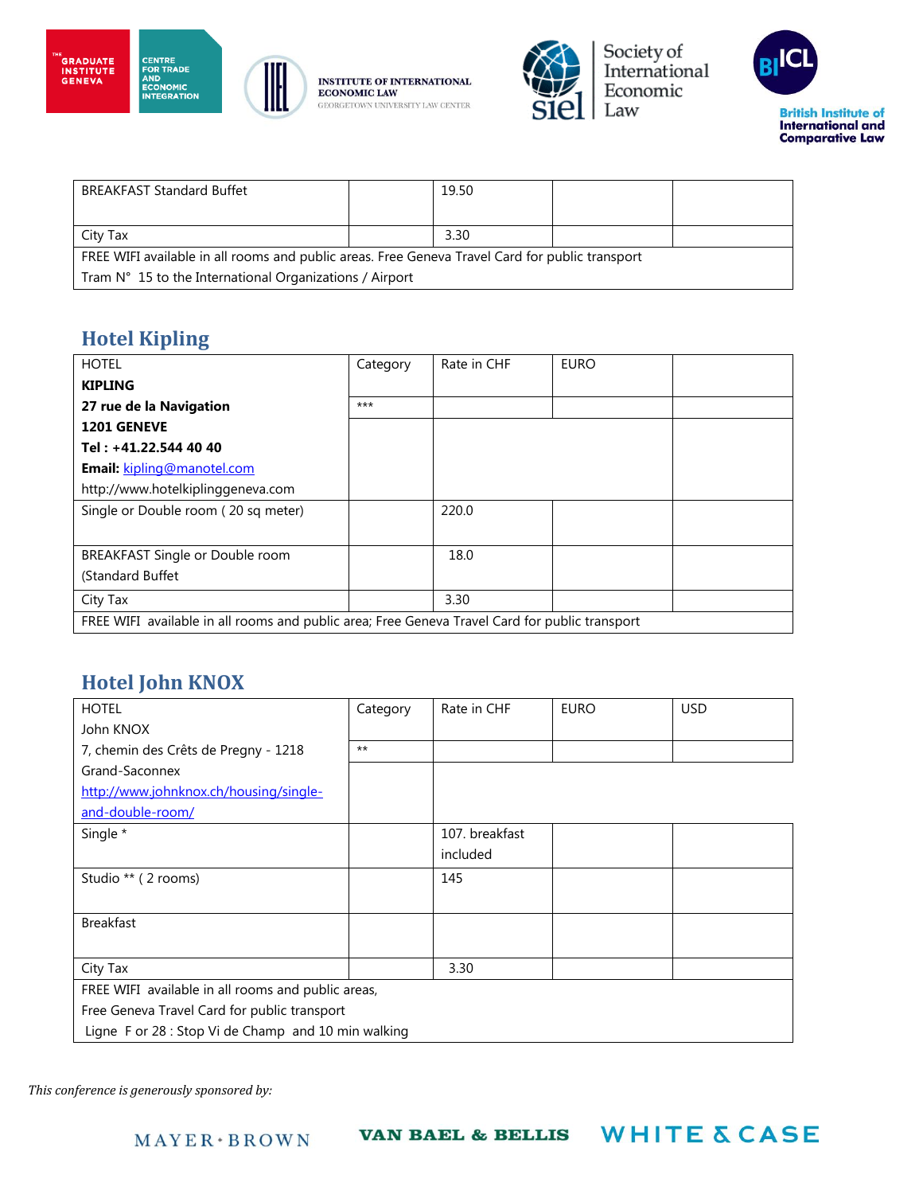| BREAKFAST Standard Buffet | | 19.50 | | |
|---|---|---|---|---|
| City Tax | | 3.30 | | |
| FREE WIFI available in all rooms and public areas. Free Geneva Travel Card for public transport<br>Tram N° 15 to the International Organizations / Airport | | | | |

## Hotel Kipling

| HOTEL<br>**KIPLING**<br>**27 rue de la Navigation**<br>**1201 GENEVE**<br>**Tel : +41.22.544 40 40**<br>**Email:** kipling@manotel.com<br>http://www.hotelkiplinggeneva.com | Category | Rate in CHF | EURO | |
|---|---|---|---|---|
| | *** | | | |
| | | | | |
| Single or Double room ( 20 sq meter) | | 220.0 | | |
| BREAKFAST Single or Double room<br>(Standard Buffet | | 18.0 | | |
| City Tax | | 3.30 | | |
| FREE WIFI available in all rooms and public area; Free Geneva Travel Card for public transport | | | | |

## Hotel John KNOX

| HOTEL<br>John KNOX<br>7, chemin des Crêts de Pregny - 1218 Grand-Saconnex<br>http://www.johnknox.ch/housing/single-and-double-room/ | Category | Rate in CHF | EURO | USD |
|---|---|---|---|---|
| | ** | | | |
| | | | | |
| Single * | | 107. breakfast included | | |
| Studio ** ( 2 rooms) | | 145 | | |
| Breakfast | | | | |
| City Tax | | 3.30 | | |
| FREE WIFI available in all rooms and public areas,<br>Free Geneva Travel Card for public transport<br>Ligne F or 28 : Stop Vi de Champ and 10 min walking | | | | |

*This conference is generously sponsored by:*

MAYER • BROWN    VAN BAEL & BELLIS    WHITE & CASE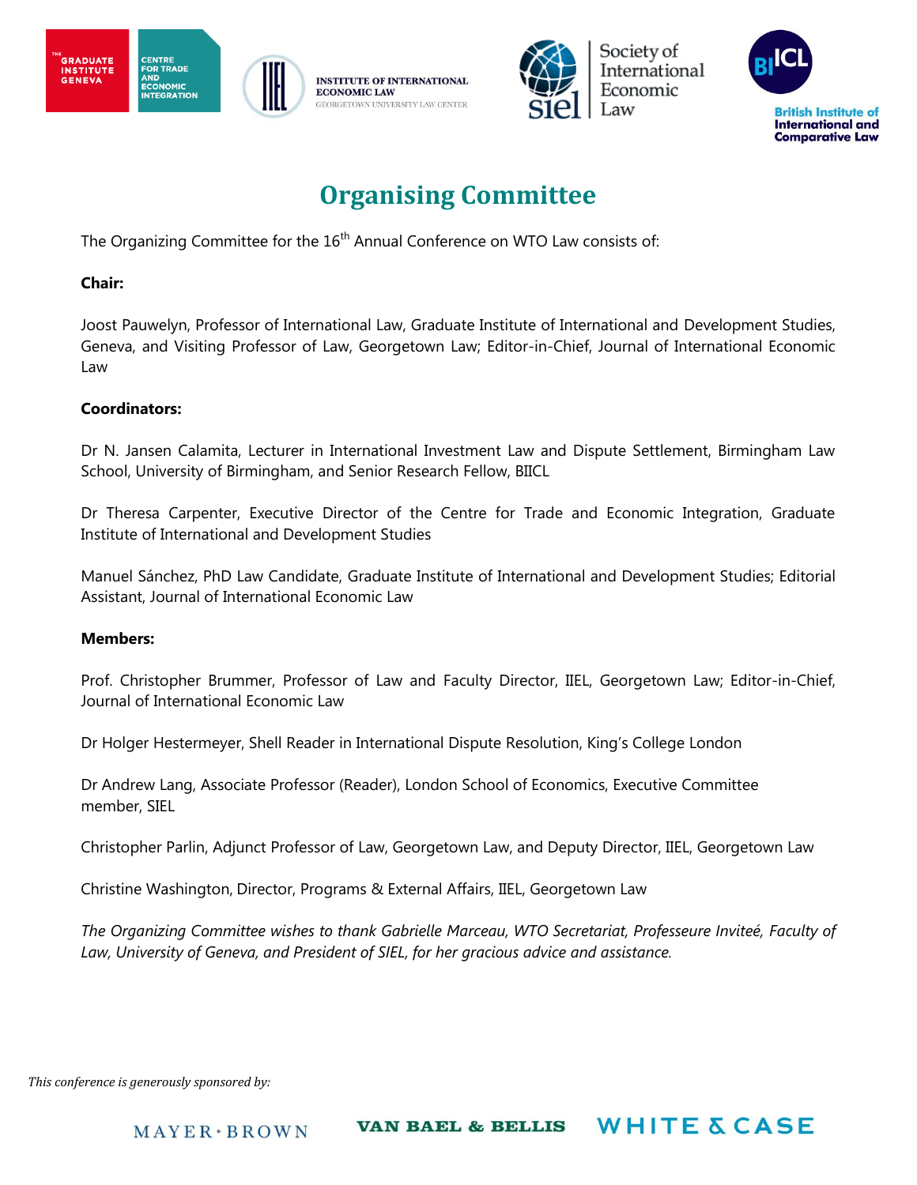# Organising Committee

The Organizing Committee for the 16th Annual Conference on WTO Law consists of:

**Chair:**

Joost Pauwelyn, Professor of International Law, Graduate Institute of International and Development Studies, Geneva, and Visiting Professor of Law, Georgetown Law; Editor-in-Chief, Journal of International Economic Law

**Coordinators:**

Dr N. Jansen Calamita, Lecturer in International Investment Law and Dispute Settlement, Birmingham Law School, University of Birmingham, and Senior Research Fellow, BIICL

Dr Theresa Carpenter, Executive Director of the Centre for Trade and Economic Integration, Graduate Institute of International and Development Studies

Manuel Sánchez, PhD Law Candidate, Graduate Institute of International and Development Studies; Editorial Assistant, Journal of International Economic Law

**Members:**

Prof. Christopher Brummer, Professor of Law and Faculty Director, IIEL, Georgetown Law; Editor-in-Chief, Journal of International Economic Law

Dr Holger Hestermeyer, Shell Reader in International Dispute Resolution, King's College London

Dr Andrew Lang, Associate Professor (Reader), London School of Economics, Executive Committee member, SIEL

Christopher Parlin, Adjunct Professor of Law, Georgetown Law, and Deputy Director, IIEL, Georgetown Law

Christine Washington, Director, Programs & External Affairs, IIEL, Georgetown Law

*The Organizing Committee wishes to thank Gabrielle Marceau, WTO Secretariat, Professeure Inviteé, Faculty of Law, University of Geneva, and President of SIEL, for her gracious advice and assistance.*

*This conference is generously sponsored by:*

MAYER·BROWN VAN BAEL & BELLIS WHITE & CASE